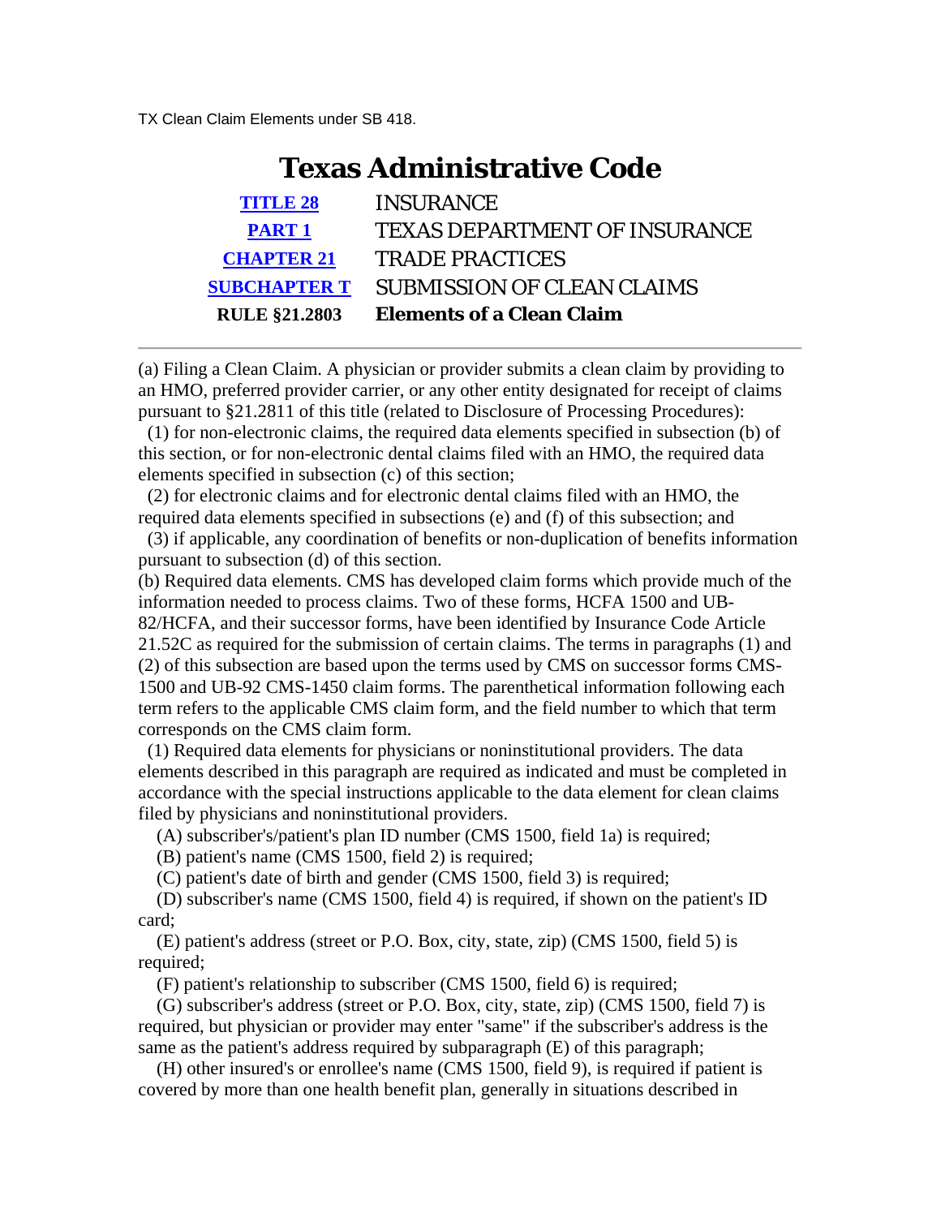TX Clean Claim Elements under SB 418.

# Texas Administrative Code

| | |
|---|---|
| **TITLE 28** | INSURANCE |
| **PART 1** | TEXAS DEPARTMENT OF INSURANCE |
| **CHAPTER 21** | TRADE PRACTICES |
| **SUBCHAPTER T** | SUBMISSION OF CLEAN CLAIMS |
| **RULE §21.2803** | **Elements of a Clean Claim** |

---

(a) Filing a Clean Claim. A physician or provider submits a clean claim by providing to an HMO, preferred provider carrier, or any other entity designated for receipt of claims pursuant to §21.2811 of this title (related to Disclosure of Processing Procedures):

(1) for non-electronic claims, the required data elements specified in subsection (b) of this section, or for non-electronic dental claims filed with an HMO, the required data elements specified in subsection (c) of this section;

(2) for electronic claims and for electronic dental claims filed with an HMO, the required data elements specified in subsections (e) and (f) of this subsection; and

(3) if applicable, any coordination of benefits or non-duplication of benefits information pursuant to subsection (d) of this section.

(b) Required data elements. CMS has developed claim forms which provide much of the information needed to process claims. Two of these forms, HCFA 1500 and UB-82/HCFA, and their successor forms, have been identified by Insurance Code Article 21.52C as required for the submission of certain claims. The terms in paragraphs (1) and (2) of this subsection are based upon the terms used by CMS on successor forms CMS-1500 and UB-92 CMS-1450 claim forms. The parenthetical information following each term refers to the applicable CMS claim form, and the field number to which that term corresponds on the CMS claim form.

(1) Required data elements for physicians or noninstitutional providers. The data elements described in this paragraph are required as indicated and must be completed in accordance with the special instructions applicable to the data element for clean claims filed by physicians and noninstitutional providers.

(A) subscriber's/patient's plan ID number (CMS 1500, field 1a) is required;

(B) patient's name (CMS 1500, field 2) is required;

(C) patient's date of birth and gender (CMS 1500, field 3) is required;

(D) subscriber's name (CMS 1500, field 4) is required, if shown on the patient's ID card;

(E) patient's address (street or P.O. Box, city, state, zip) (CMS 1500, field 5) is required;

(F) patient's relationship to subscriber (CMS 1500, field 6) is required;

(G) subscriber's address (street or P.O. Box, city, state, zip) (CMS 1500, field 7) is required, but physician or provider may enter "same" if the subscriber's address is the same as the patient's address required by subparagraph (E) of this paragraph;

(H) other insured's or enrollee's name (CMS 1500, field 9), is required if patient is covered by more than one health benefit plan, generally in situations described in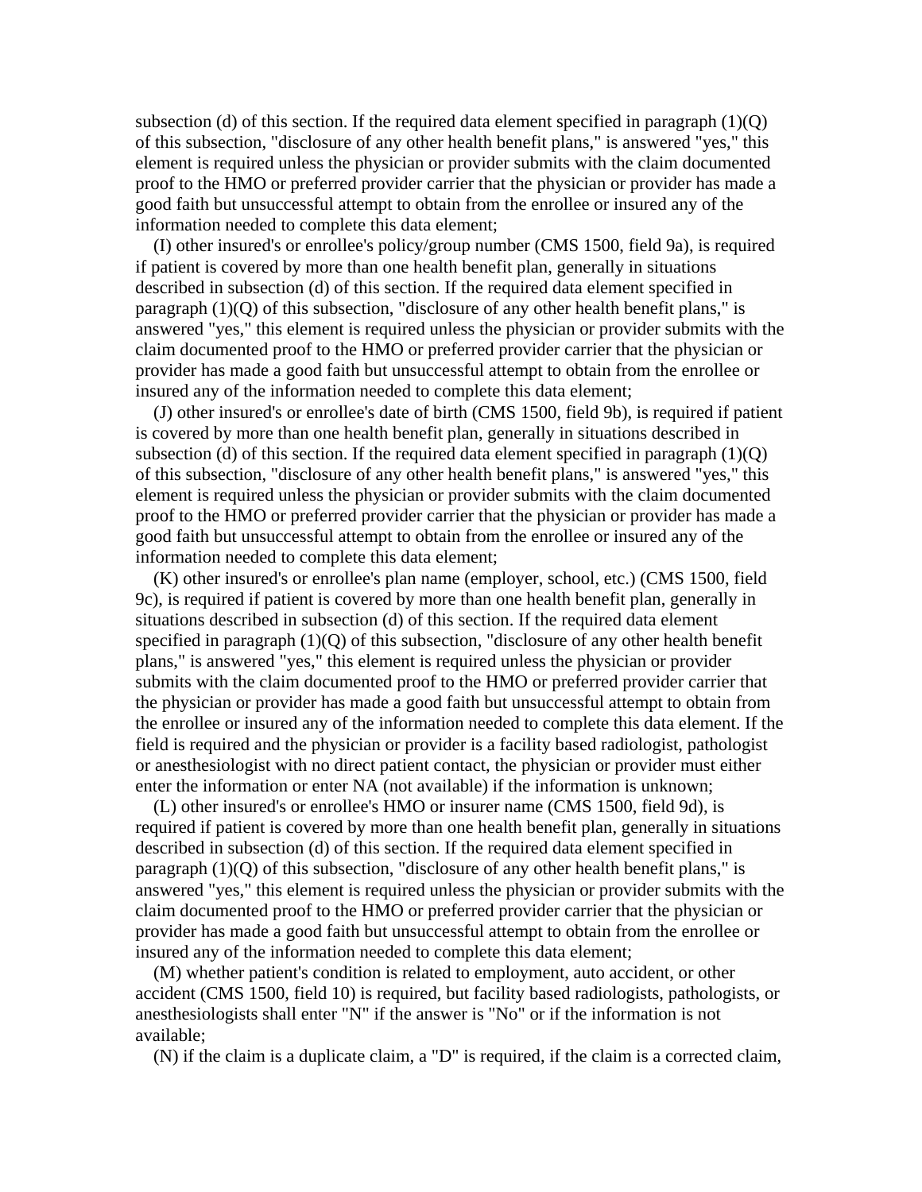subsection (d) of this section. If the required data element specified in paragraph (1)(Q) of this subsection, "disclosure of any other health benefit plans," is answered "yes," this element is required unless the physician or provider submits with the claim documented proof to the HMO or preferred provider carrier that the physician or provider has made a good faith but unsuccessful attempt to obtain from the enrollee or insured any of the information needed to complete this data element;

(I) other insured's or enrollee's policy/group number (CMS 1500, field 9a), is required if patient is covered by more than one health benefit plan, generally in situations described in subsection (d) of this section. If the required data element specified in paragraph (1)(Q) of this subsection, "disclosure of any other health benefit plans," is answered "yes," this element is required unless the physician or provider submits with the claim documented proof to the HMO or preferred provider carrier that the physician or provider has made a good faith but unsuccessful attempt to obtain from the enrollee or insured any of the information needed to complete this data element;

(J) other insured's or enrollee's date of birth (CMS 1500, field 9b), is required if patient is covered by more than one health benefit plan, generally in situations described in subsection (d) of this section. If the required data element specified in paragraph (1)(Q) of this subsection, "disclosure of any other health benefit plans," is answered "yes," this element is required unless the physician or provider submits with the claim documented proof to the HMO or preferred provider carrier that the physician or provider has made a good faith but unsuccessful attempt to obtain from the enrollee or insured any of the information needed to complete this data element;

(K) other insured's or enrollee's plan name (employer, school, etc.) (CMS 1500, field 9c), is required if patient is covered by more than one health benefit plan, generally in situations described in subsection (d) of this section. If the required data element specified in paragraph (1)(Q) of this subsection, "disclosure of any other health benefit plans," is answered "yes," this element is required unless the physician or provider submits with the claim documented proof to the HMO or preferred provider carrier that the physician or provider has made a good faith but unsuccessful attempt to obtain from the enrollee or insured any of the information needed to complete this data element. If the field is required and the physician or provider is a facility based radiologist, pathologist or anesthesiologist with no direct patient contact, the physician or provider must either enter the information or enter NA (not available) if the information is unknown;

(L) other insured's or enrollee's HMO or insurer name (CMS 1500, field 9d), is required if patient is covered by more than one health benefit plan, generally in situations described in subsection (d) of this section. If the required data element specified in paragraph (1)(Q) of this subsection, "disclosure of any other health benefit plans," is answered "yes," this element is required unless the physician or provider submits with the claim documented proof to the HMO or preferred provider carrier that the physician or provider has made a good faith but unsuccessful attempt to obtain from the enrollee or insured any of the information needed to complete this data element;

(M) whether patient's condition is related to employment, auto accident, or other accident (CMS 1500, field 10) is required, but facility based radiologists, pathologists, or anesthesiologists shall enter "N" if the answer is "No" or if the information is not available;

(N) if the claim is a duplicate claim, a "D" is required, if the claim is a corrected claim,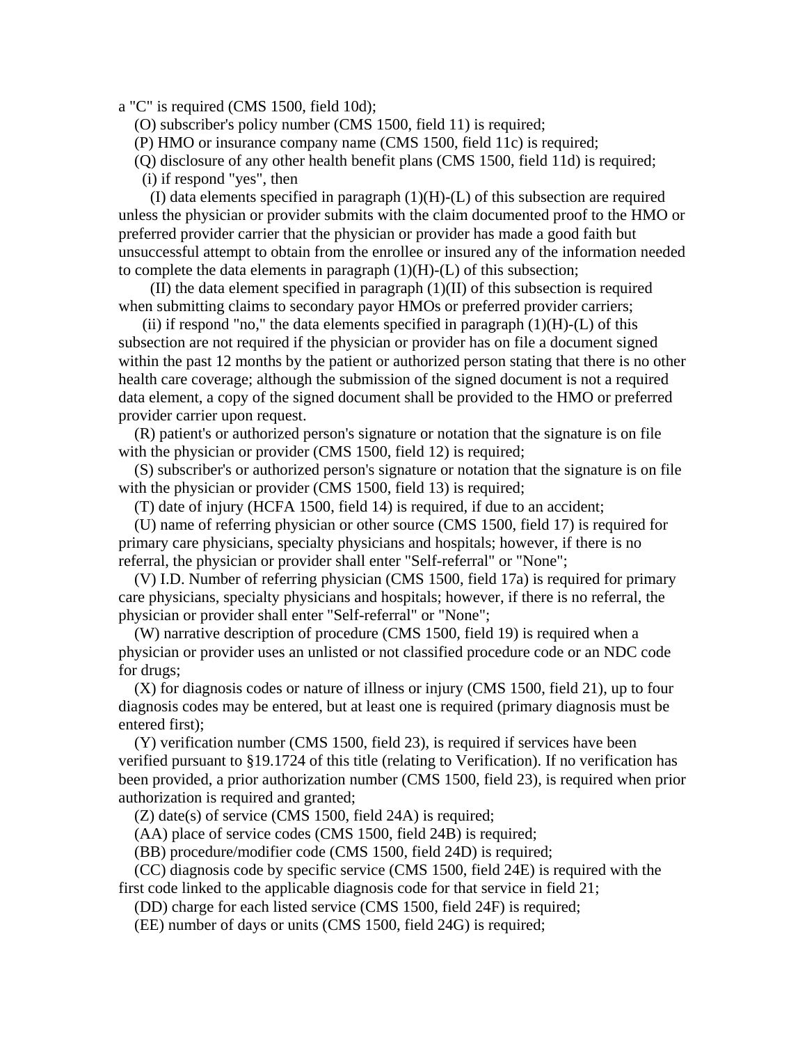a "C" is required (CMS 1500, field 10d);

(O) subscriber's policy number (CMS 1500, field 11) is required;

(P) HMO or insurance company name (CMS 1500, field 11c) is required;

(Q) disclosure of any other health benefit plans (CMS 1500, field 11d) is required;

(i) if respond "yes", then

(I) data elements specified in paragraph (1)(H)-(L) of this subsection are required unless the physician or provider submits with the claim documented proof to the HMO or preferred provider carrier that the physician or provider has made a good faith but unsuccessful attempt to obtain from the enrollee or insured any of the information needed to complete the data elements in paragraph (1)(H)-(L) of this subsection;

(II) the data element specified in paragraph (1)(II) of this subsection is required when submitting claims to secondary payor HMOs or preferred provider carriers;

(ii) if respond "no," the data elements specified in paragraph (1)(H)-(L) of this subsection are not required if the physician or provider has on file a document signed within the past 12 months by the patient or authorized person stating that there is no other health care coverage; although the submission of the signed document is not a required data element, a copy of the signed document shall be provided to the HMO or preferred provider carrier upon request.

(R) patient's or authorized person's signature or notation that the signature is on file with the physician or provider (CMS 1500, field 12) is required;

(S) subscriber's or authorized person's signature or notation that the signature is on file with the physician or provider (CMS 1500, field 13) is required;

(T) date of injury (HCFA 1500, field 14) is required, if due to an accident;

(U) name of referring physician or other source (CMS 1500, field 17) is required for primary care physicians, specialty physicians and hospitals; however, if there is no referral, the physician or provider shall enter "Self-referral" or "None";

(V) I.D. Number of referring physician (CMS 1500, field 17a) is required for primary care physicians, specialty physicians and hospitals; however, if there is no referral, the physician or provider shall enter "Self-referral" or "None";

(W) narrative description of procedure (CMS 1500, field 19) is required when a physician or provider uses an unlisted or not classified procedure code or an NDC code for drugs;

(X) for diagnosis codes or nature of illness or injury (CMS 1500, field 21), up to four diagnosis codes may be entered, but at least one is required (primary diagnosis must be entered first);

(Y) verification number (CMS 1500, field 23), is required if services have been verified pursuant to §19.1724 of this title (relating to Verification). If no verification has been provided, a prior authorization number (CMS 1500, field 23), is required when prior authorization is required and granted;

(Z) date(s) of service (CMS 1500, field 24A) is required;

(AA) place of service codes (CMS 1500, field 24B) is required;

(BB) procedure/modifier code (CMS 1500, field 24D) is required;

(CC) diagnosis code by specific service (CMS 1500, field 24E) is required with the first code linked to the applicable diagnosis code for that service in field 21;

(DD) charge for each listed service (CMS 1500, field 24F) is required;

(EE) number of days or units (CMS 1500, field 24G) is required;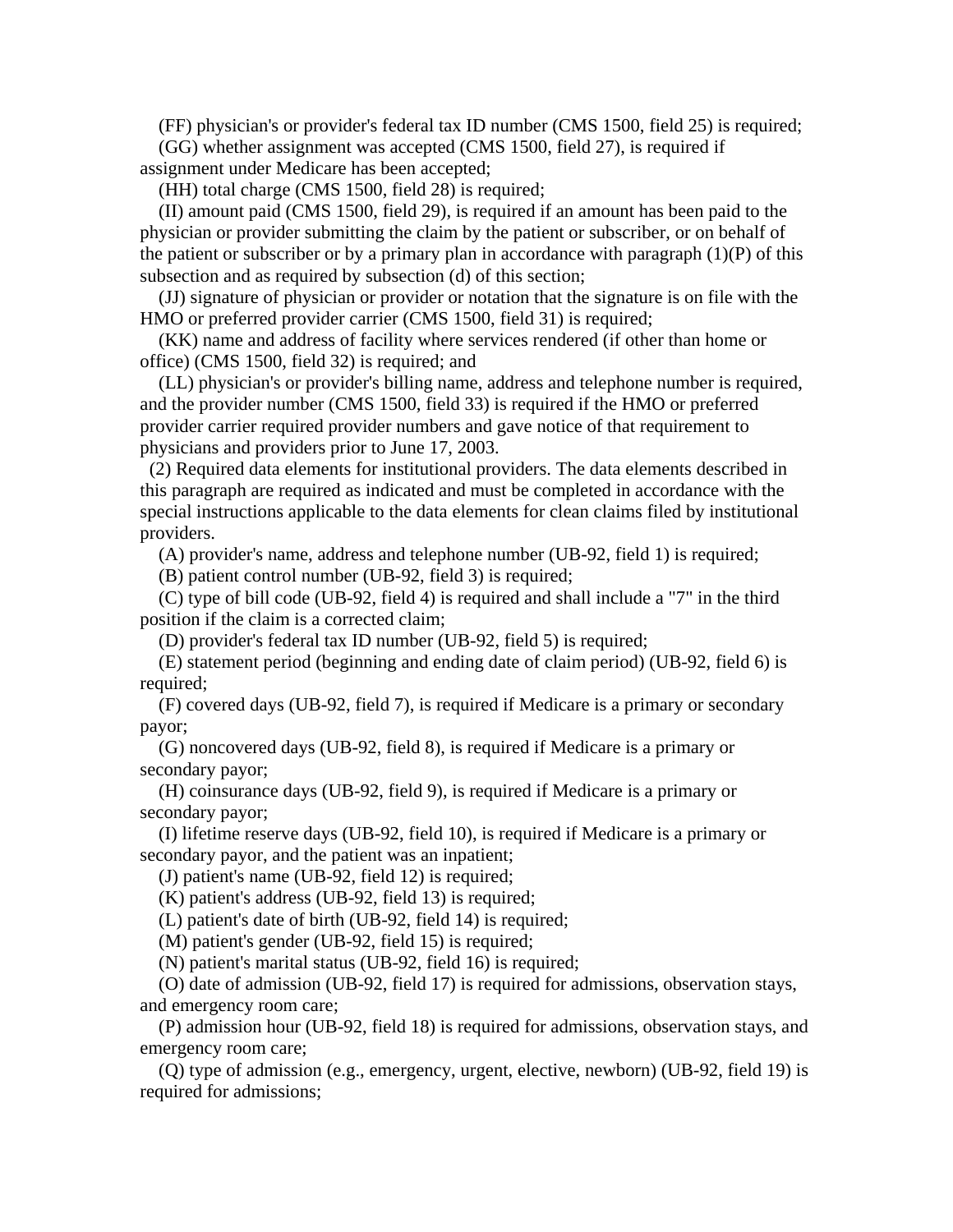(FF) physician's or provider's federal tax ID number (CMS 1500, field 25) is required;

(GG) whether assignment was accepted (CMS 1500, field 27), is required if assignment under Medicare has been accepted;

(HH) total charge (CMS 1500, field 28) is required;

(II) amount paid (CMS 1500, field 29), is required if an amount has been paid to the physician or provider submitting the claim by the patient or subscriber, or on behalf of the patient or subscriber or by a primary plan in accordance with paragraph (1)(P) of this subsection and as required by subsection (d) of this section;

(JJ) signature of physician or provider or notation that the signature is on file with the HMO or preferred provider carrier (CMS 1500, field 31) is required;

(KK) name and address of facility where services rendered (if other than home or office) (CMS 1500, field 32) is required; and

(LL) physician's or provider's billing name, address and telephone number is required, and the provider number (CMS 1500, field 33) is required if the HMO or preferred provider carrier required provider numbers and gave notice of that requirement to physicians and providers prior to June 17, 2003.

(2) Required data elements for institutional providers. The data elements described in this paragraph are required as indicated and must be completed in accordance with the special instructions applicable to the data elements for clean claims filed by institutional providers.

(A) provider's name, address and telephone number (UB-92, field 1) is required;

(B) patient control number (UB-92, field 3) is required;

(C) type of bill code (UB-92, field 4) is required and shall include a "7" in the third position if the claim is a corrected claim;

(D) provider's federal tax ID number (UB-92, field 5) is required;

(E) statement period (beginning and ending date of claim period) (UB-92, field 6) is required;

(F) covered days (UB-92, field 7), is required if Medicare is a primary or secondary payor;

(G) noncovered days (UB-92, field 8), is required if Medicare is a primary or secondary payor;

(H) coinsurance days (UB-92, field 9), is required if Medicare is a primary or secondary payor;

(I) lifetime reserve days (UB-92, field 10), is required if Medicare is a primary or secondary payor, and the patient was an inpatient;

(J) patient's name (UB-92, field 12) is required;

(K) patient's address (UB-92, field 13) is required;

(L) patient's date of birth (UB-92, field 14) is required;

(M) patient's gender (UB-92, field 15) is required;

(N) patient's marital status (UB-92, field 16) is required;

(O) date of admission (UB-92, field 17) is required for admissions, observation stays, and emergency room care;

(P) admission hour (UB-92, field 18) is required for admissions, observation stays, and emergency room care;

(Q) type of admission (e.g., emergency, urgent, elective, newborn) (UB-92, field 19) is required for admissions;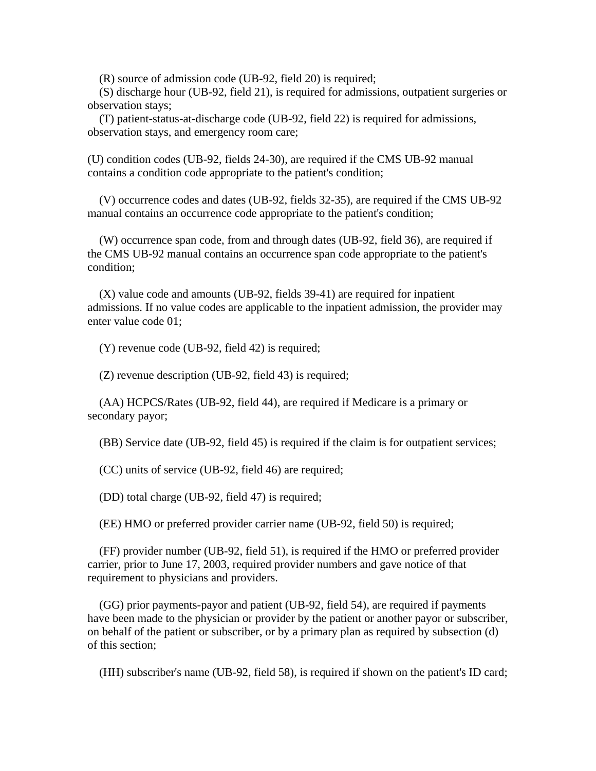(R) source of admission code (UB-92, field 20) is required;

(S) discharge hour (UB-92, field 21), is required for admissions, outpatient surgeries or observation stays;

(T) patient-status-at-discharge code (UB-92, field 22) is required for admissions, observation stays, and emergency room care;

(U) condition codes (UB-92, fields 24-30), are required if the CMS UB-92 manual contains a condition code appropriate to the patient's condition;

(V) occurrence codes and dates (UB-92, fields 32-35), are required if the CMS UB-92 manual contains an occurrence code appropriate to the patient's condition;

(W) occurrence span code, from and through dates (UB-92, field 36), are required if the CMS UB-92 manual contains an occurrence span code appropriate to the patient's condition;

(X) value code and amounts (UB-92, fields 39-41) are required for inpatient admissions. If no value codes are applicable to the inpatient admission, the provider may enter value code 01;

(Y) revenue code (UB-92, field 42) is required;

(Z) revenue description (UB-92, field 43) is required;

(AA) HCPCS/Rates (UB-92, field 44), are required if Medicare is a primary or secondary payor;

(BB) Service date (UB-92, field 45) is required if the claim is for outpatient services;

(CC) units of service (UB-92, field 46) are required;

(DD) total charge (UB-92, field 47) is required;

(EE) HMO or preferred provider carrier name (UB-92, field 50) is required;

(FF) provider number (UB-92, field 51), is required if the HMO or preferred provider carrier, prior to June 17, 2003, required provider numbers and gave notice of that requirement to physicians and providers.

(GG) prior payments-payor and patient (UB-92, field 54), are required if payments have been made to the physician or provider by the patient or another payor or subscriber, on behalf of the patient or subscriber, or by a primary plan as required by subsection (d) of this section;

(HH) subscriber's name (UB-92, field 58), is required if shown on the patient's ID card;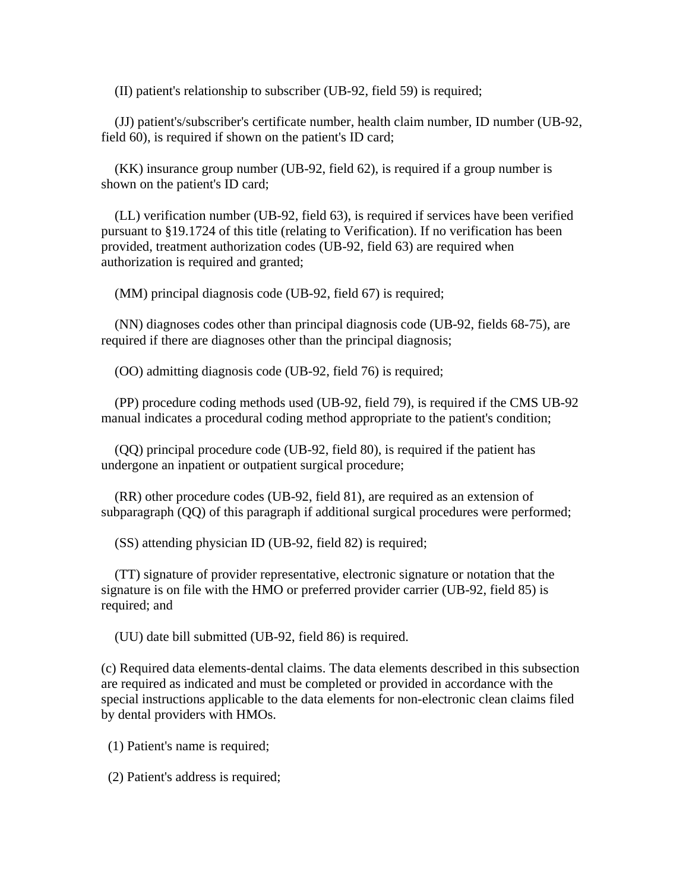(II) patient's relationship to subscriber (UB-92, field 59) is required;

(JJ) patient's/subscriber's certificate number, health claim number, ID number (UB-92, field 60), is required if shown on the patient's ID card;

(KK) insurance group number (UB-92, field 62), is required if a group number is shown on the patient's ID card;

(LL) verification number (UB-92, field 63), is required if services have been verified pursuant to §19.1724 of this title (relating to Verification). If no verification has been provided, treatment authorization codes (UB-92, field 63) are required when authorization is required and granted;

(MM) principal diagnosis code (UB-92, field 67) is required;

(NN) diagnoses codes other than principal diagnosis code (UB-92, fields 68-75), are required if there are diagnoses other than the principal diagnosis;

(OO) admitting diagnosis code (UB-92, field 76) is required;

(PP) procedure coding methods used (UB-92, field 79), is required if the CMS UB-92 manual indicates a procedural coding method appropriate to the patient's condition;

(QQ) principal procedure code (UB-92, field 80), is required if the patient has undergone an inpatient or outpatient surgical procedure;

(RR) other procedure codes (UB-92, field 81), are required as an extension of subparagraph (QQ) of this paragraph if additional surgical procedures were performed;

(SS) attending physician ID (UB-92, field 82) is required;

(TT) signature of provider representative, electronic signature or notation that the signature is on file with the HMO or preferred provider carrier (UB-92, field 85) is required; and

(UU) date bill submitted (UB-92, field 86) is required.

(c) Required data elements-dental claims. The data elements described in this subsection are required as indicated and must be completed or provided in accordance with the special instructions applicable to the data elements for non-electronic clean claims filed by dental providers with HMOs.

(1) Patient's name is required;

(2) Patient's address is required;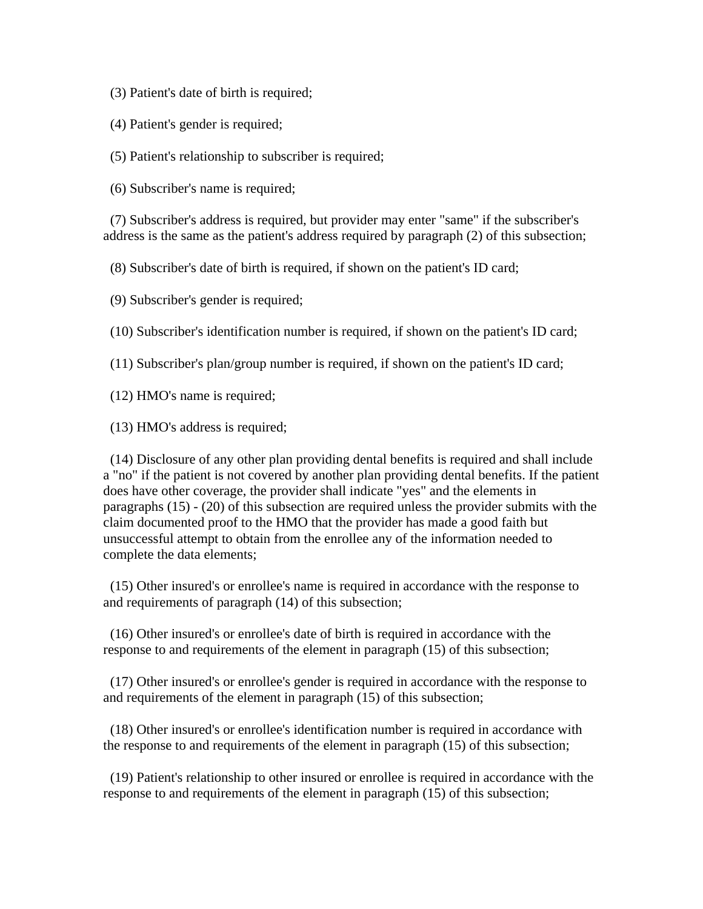(3) Patient's date of birth is required;

(4) Patient's gender is required;

(5) Patient's relationship to subscriber is required;

(6) Subscriber's name is required;

(7) Subscriber's address is required, but provider may enter "same" if the subscriber's address is the same as the patient's address required by paragraph (2) of this subsection;

(8) Subscriber's date of birth is required, if shown on the patient's ID card;

(9) Subscriber's gender is required;

(10) Subscriber's identification number is required, if shown on the patient's ID card;

(11) Subscriber's plan/group number is required, if shown on the patient's ID card;

(12) HMO's name is required;

(13) HMO's address is required;

(14) Disclosure of any other plan providing dental benefits is required and shall include a "no" if the patient is not covered by another plan providing dental benefits. If the patient does have other coverage, the provider shall indicate "yes" and the elements in paragraphs (15) - (20) of this subsection are required unless the provider submits with the claim documented proof to the HMO that the provider has made a good faith but unsuccessful attempt to obtain from the enrollee any of the information needed to complete the data elements;

(15) Other insured's or enrollee's name is required in accordance with the response to and requirements of paragraph (14) of this subsection;

(16) Other insured's or enrollee's date of birth is required in accordance with the response to and requirements of the element in paragraph (15) of this subsection;

(17) Other insured's or enrollee's gender is required in accordance with the response to and requirements of the element in paragraph (15) of this subsection;

(18) Other insured's or enrollee's identification number is required in accordance with the response to and requirements of the element in paragraph (15) of this subsection;

(19) Patient's relationship to other insured or enrollee is required in accordance with the response to and requirements of the element in paragraph (15) of this subsection;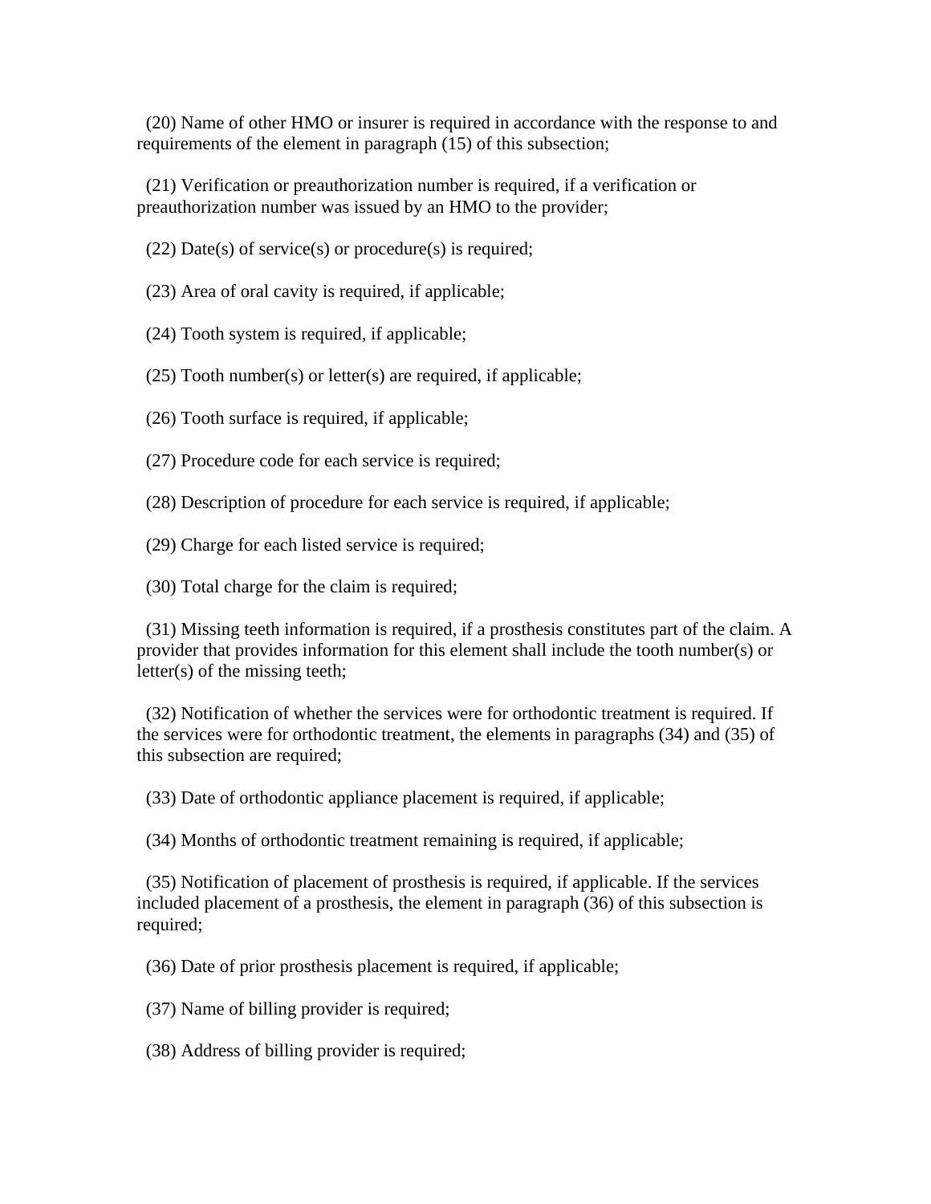(20) Name of other HMO or insurer is required in accordance with the response to and requirements of the element in paragraph (15) of this subsection;

(21) Verification or preauthorization number is required, if a verification or preauthorization number was issued by an HMO to the provider;

(22) Date(s) of service(s) or procedure(s) is required;

(23) Area of oral cavity is required, if applicable;

(24) Tooth system is required, if applicable;

(25) Tooth number(s) or letter(s) are required, if applicable;

(26) Tooth surface is required, if applicable;

(27) Procedure code for each service is required;

(28) Description of procedure for each service is required, if applicable;

(29) Charge for each listed service is required;

(30) Total charge for the claim is required;

(31) Missing teeth information is required, if a prosthesis constitutes part of the claim. A provider that provides information for this element shall include the tooth number(s) or letter(s) of the missing teeth;

(32) Notification of whether the services were for orthodontic treatment is required. If the services were for orthodontic treatment, the elements in paragraphs (34) and (35) of this subsection are required;

(33) Date of orthodontic appliance placement is required, if applicable;

(34) Months of orthodontic treatment remaining is required, if applicable;

(35) Notification of placement of prosthesis is required, if applicable. If the services included placement of a prosthesis, the element in paragraph (36) of this subsection is required;

(36) Date of prior prosthesis placement is required, if applicable;

(37) Name of billing provider is required;

(38) Address of billing provider is required;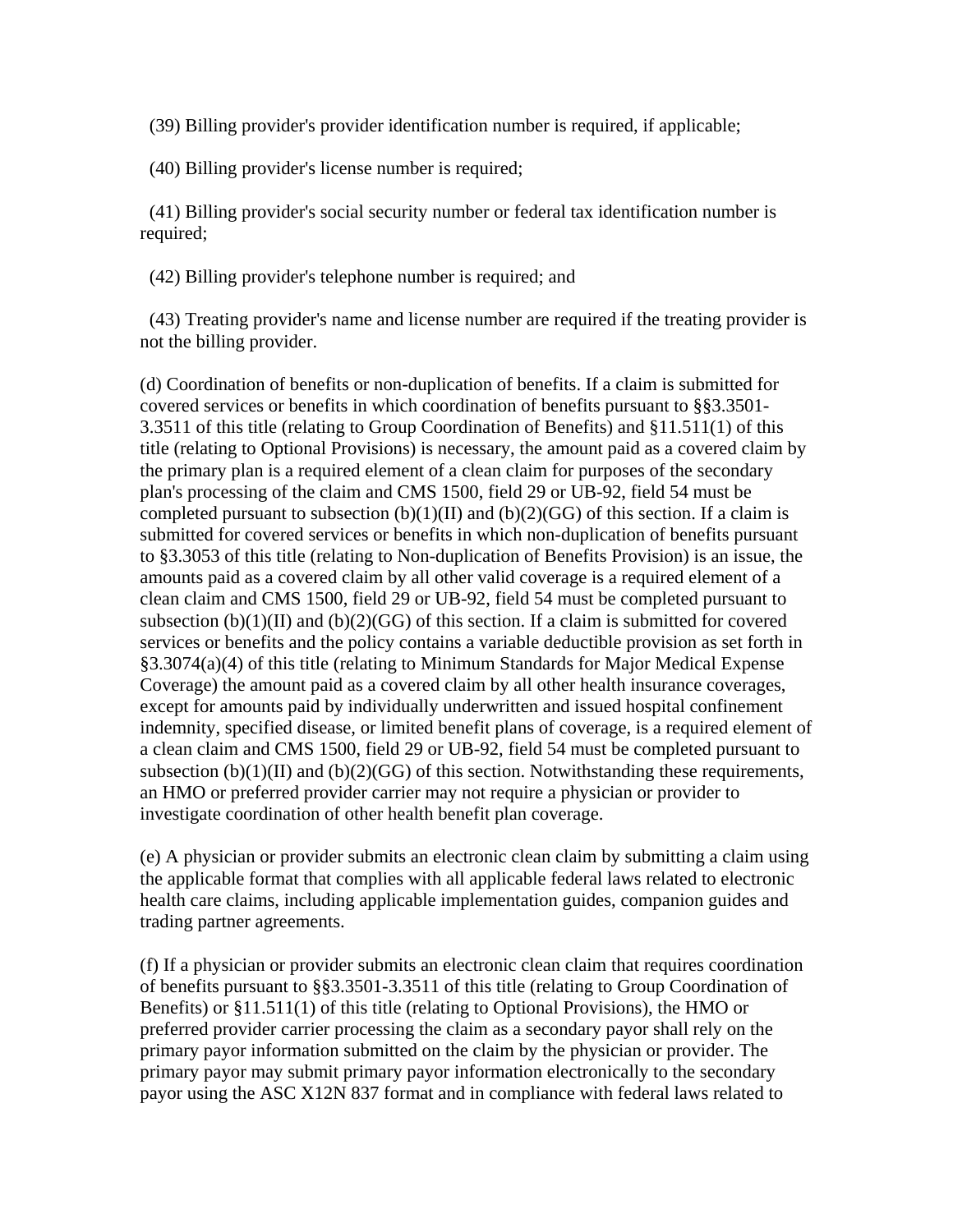(39) Billing provider's provider identification number is required, if applicable;

(40) Billing provider's license number is required;

(41) Billing provider's social security number or federal tax identification number is required;

(42) Billing provider's telephone number is required; and

(43) Treating provider's name and license number are required if the treating provider is not the billing provider.

(d) Coordination of benefits or non-duplication of benefits. If a claim is submitted for covered services or benefits in which coordination of benefits pursuant to §§3.3501-3.3511 of this title (relating to Group Coordination of Benefits) and §11.511(1) of this title (relating to Optional Provisions) is necessary, the amount paid as a covered claim by the primary plan is a required element of a clean claim for purposes of the secondary plan's processing of the claim and CMS 1500, field 29 or UB-92, field 54 must be completed pursuant to subsection (b)(1)(II) and (b)(2)(GG) of this section. If a claim is submitted for covered services or benefits in which non-duplication of benefits pursuant to §3.3053 of this title (relating to Non-duplication of Benefits Provision) is an issue, the amounts paid as a covered claim by all other valid coverage is a required element of a clean claim and CMS 1500, field 29 or UB-92, field 54 must be completed pursuant to subsection (b)(1)(II) and (b)(2)(GG) of this section. If a claim is submitted for covered services or benefits and the policy contains a variable deductible provision as set forth in §3.3074(a)(4) of this title (relating to Minimum Standards for Major Medical Expense Coverage) the amount paid as a covered claim by all other health insurance coverages, except for amounts paid by individually underwritten and issued hospital confinement indemnity, specified disease, or limited benefit plans of coverage, is a required element of a clean claim and CMS 1500, field 29 or UB-92, field 54 must be completed pursuant to subsection (b)(1)(II) and (b)(2)(GG) of this section. Notwithstanding these requirements, an HMO or preferred provider carrier may not require a physician or provider to investigate coordination of other health benefit plan coverage.

(e) A physician or provider submits an electronic clean claim by submitting a claim using the applicable format that complies with all applicable federal laws related to electronic health care claims, including applicable implementation guides, companion guides and trading partner agreements.

(f) If a physician or provider submits an electronic clean claim that requires coordination of benefits pursuant to §§3.3501-3.3511 of this title (relating to Group Coordination of Benefits) or §11.511(1) of this title (relating to Optional Provisions), the HMO or preferred provider carrier processing the claim as a secondary payor shall rely on the primary payor information submitted on the claim by the physician or provider. The primary payor may submit primary payor information electronically to the secondary payor using the ASC X12N 837 format and in compliance with federal laws related to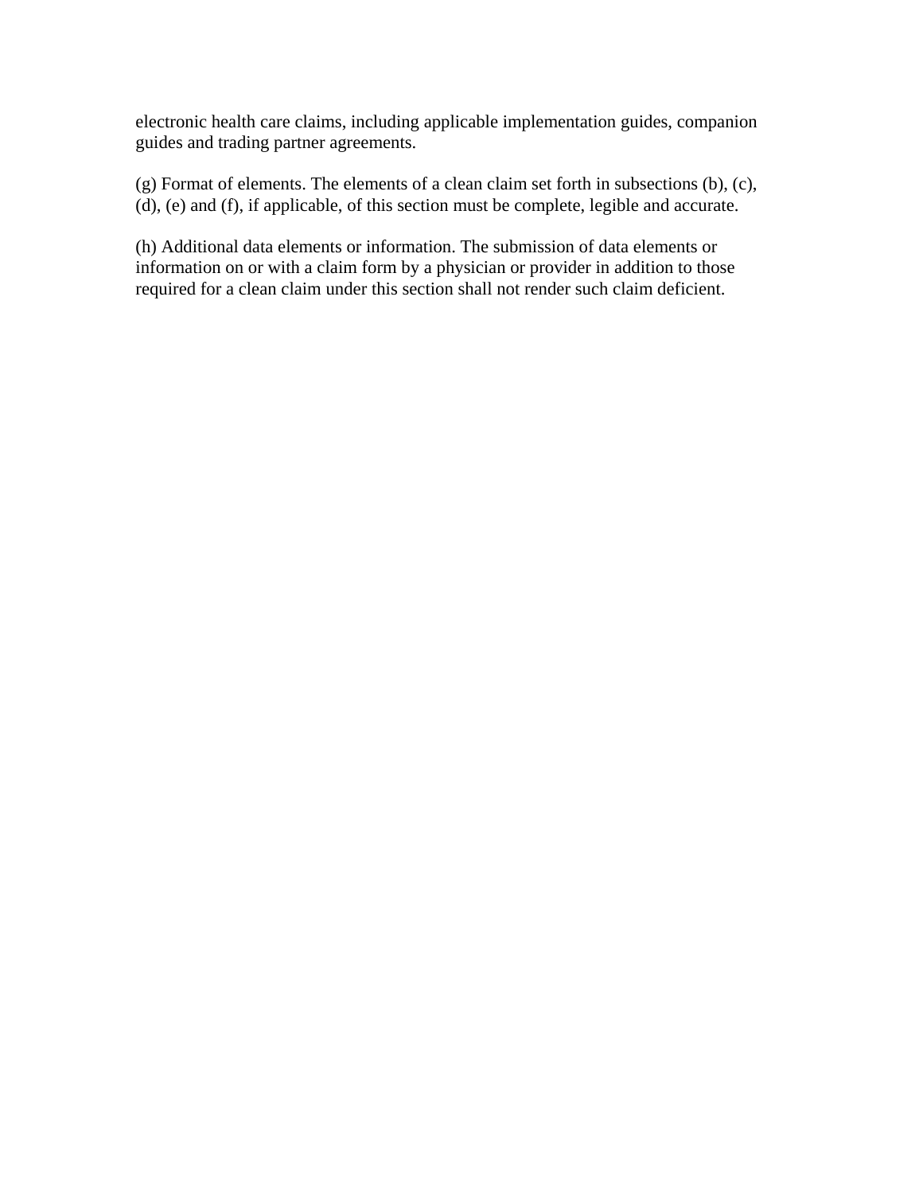electronic health care claims, including applicable implementation guides, companion guides and trading partner agreements.

(g) Format of elements. The elements of a clean claim set forth in subsections (b), (c), (d), (e) and (f), if applicable, of this section must be complete, legible and accurate.

(h) Additional data elements or information. The submission of data elements or information on or with a claim form by a physician or provider in addition to those required for a clean claim under this section shall not render such claim deficient.